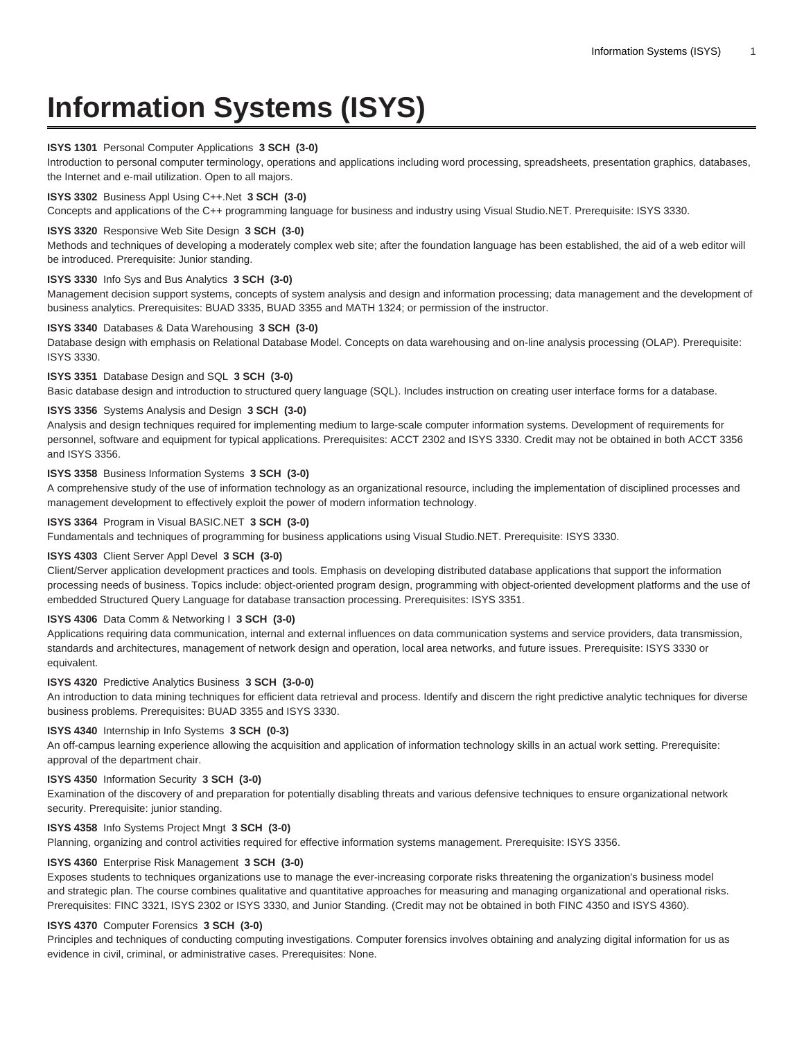# Information Systems (ISYS)

**ISYS 1301** Personal Computer Applications **3 SCH (3-0)**
Introduction to personal computer terminology, operations and applications including word processing, spreadsheets, presentation graphics, databases, the Internet and e-mail utilization. Open to all majors.

**ISYS 3302** Business Appl Using C++.Net **3 SCH (3-0)**
Concepts and applications of the C++ programming language for business and industry using Visual Studio.NET. Prerequisite: ISYS 3330.

**ISYS 3320** Responsive Web Site Design **3 SCH (3-0)**
Methods and techniques of developing a moderately complex web site; after the foundation language has been established, the aid of a web editor will be introduced. Prerequisite: Junior standing.

**ISYS 3330** Info Sys and Bus Analytics **3 SCH (3-0)**
Management decision support systems, concepts of system analysis and design and information processing; data management and the development of business analytics. Prerequisites: BUAD 3335, BUAD 3355 and MATH 1324; or permission of the instructor.

**ISYS 3340** Databases & Data Warehousing **3 SCH (3-0)**
Database design with emphasis on Relational Database Model. Concepts on data warehousing and on-line analysis processing (OLAP). Prerequisite: ISYS 3330.

**ISYS 3351** Database Design and SQL **3 SCH (3-0)**
Basic database design and introduction to structured query language (SQL). Includes instruction on creating user interface forms for a database.

**ISYS 3356** Systems Analysis and Design **3 SCH (3-0)**
Analysis and design techniques required for implementing medium to large-scale computer information systems. Development of requirements for personnel, software and equipment for typical applications. Prerequisites: ACCT 2302 and ISYS 3330. Credit may not be obtained in both ACCT 3356 and ISYS 3356.

**ISYS 3358** Business Information Systems **3 SCH (3-0)**
A comprehensive study of the use of information technology as an organizational resource, including the implementation of disciplined processes and management development to effectively exploit the power of modern information technology.

**ISYS 3364** Program in Visual BASIC.NET **3 SCH (3-0)**
Fundamentals and techniques of programming for business applications using Visual Studio.NET. Prerequisite: ISYS 3330.

**ISYS 4303** Client Server Appl Devel **3 SCH (3-0)**
Client/Server application development practices and tools. Emphasis on developing distributed database applications that support the information processing needs of business. Topics include: object-oriented program design, programming with object-oriented development platforms and the use of embedded Structured Query Language for database transaction processing. Prerequisites: ISYS 3351.

**ISYS 4306** Data Comm & Networking I **3 SCH (3-0)**
Applications requiring data communication, internal and external influences on data communication systems and service providers, data transmission, standards and architectures, management of network design and operation, local area networks, and future issues. Prerequisite: ISYS 3330 or equivalent.

**ISYS 4320** Predictive Analytics Business **3 SCH (3-0-0)**
An introduction to data mining techniques for efficient data retrieval and process. Identify and discern the right predictive analytic techniques for diverse business problems. Prerequisites: BUAD 3355 and ISYS 3330.

**ISYS 4340** Internship in Info Systems **3 SCH (0-3)**
An off-campus learning experience allowing the acquisition and application of information technology skills in an actual work setting. Prerequisite: approval of the department chair.

**ISYS 4350** Information Security **3 SCH (3-0)**
Examination of the discovery of and preparation for potentially disabling threats and various defensive techniques to ensure organizational network security. Prerequisite: junior standing.

**ISYS 4358** Info Systems Project Mngt **3 SCH (3-0)**
Planning, organizing and control activities required for effective information systems management. Prerequisite: ISYS 3356.

**ISYS 4360** Enterprise Risk Management **3 SCH (3-0)**
Exposes students to techniques organizations use to manage the ever-increasing corporate risks threatening the organization's business model and strategic plan. The course combines qualitative and quantitative approaches for measuring and managing organizational and operational risks. Prerequisites: FINC 3321, ISYS 2302 or ISYS 3330, and Junior Standing. (Credit may not be obtained in both FINC 4350 and ISYS 4360).

**ISYS 4370** Computer Forensics **3 SCH (3-0)**
Principles and techniques of conducting computing investigations. Computer forensics involves obtaining and analyzing digital information for us as evidence in civil, criminal, or administrative cases. Prerequisites: None.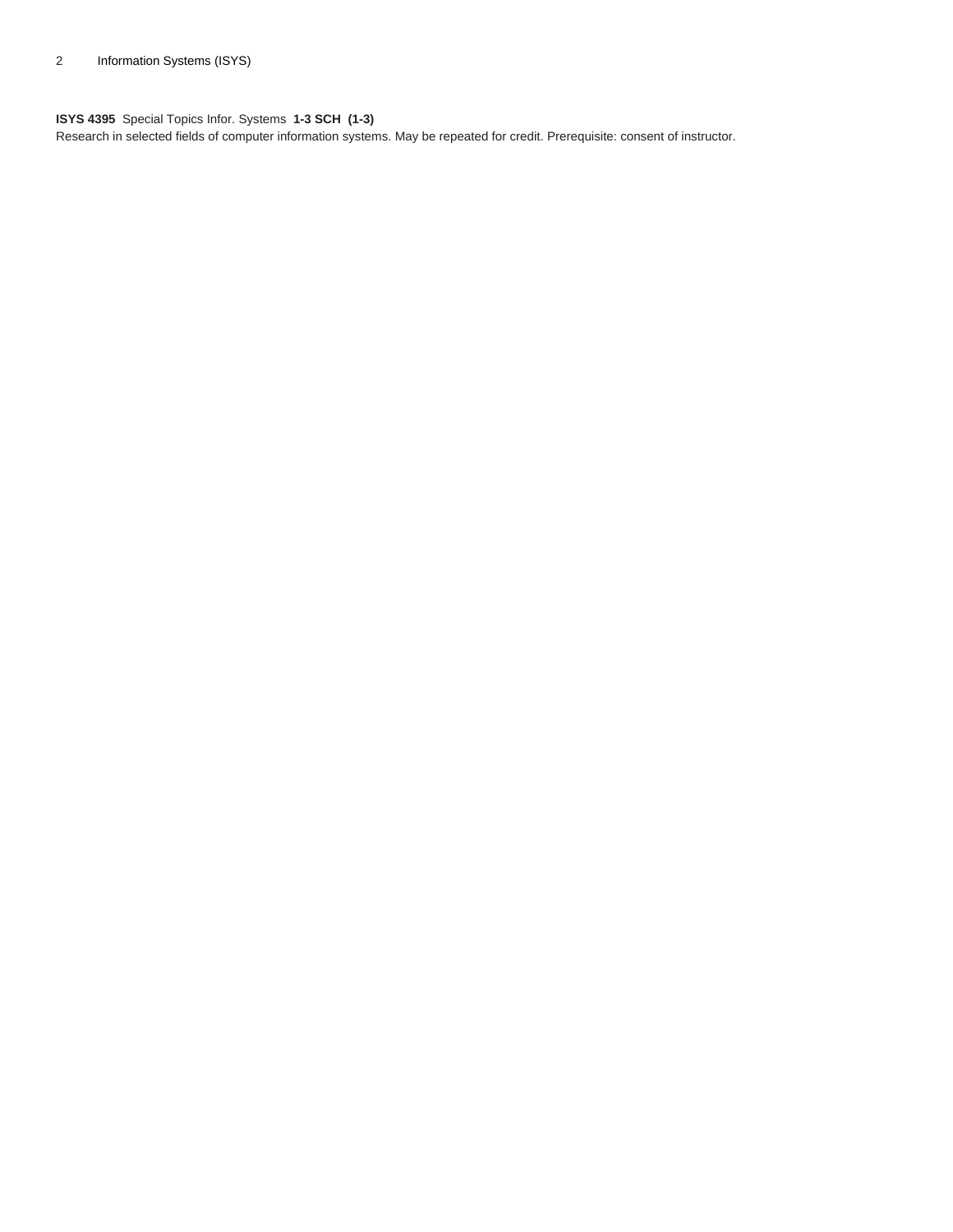**ISYS 4395** Special Topics Infor. Systems **1-3 SCH (1-3)**
Research in selected fields of computer information systems. May be repeated for credit. Prerequisite: consent of instructor.